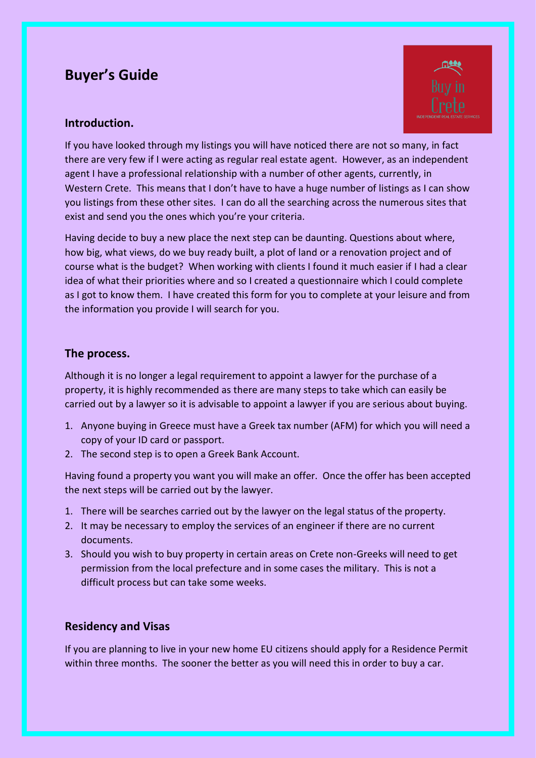# Buyer's Guide

## Introduction.

If you have looked through my listings you will have noticed there are not so many, in fact there are very few if I were acting as regular real estate agent. However, as an independent agent I have a professional relationship with a number of other agents, currently, in Western Crete. This means that I don't have to have a huge number of listings as I can show you listings from these other sites. I can do all the searching across the numerous sites that exist and send you the ones which you're your criteria.

Having decide to buy a new place the next step can be daunting. Questions about where, how big, what views, do we buy ready built, a plot of land or a renovation project and of course what is the budget? When working with clients I found it much easier if I had a clear idea of what their priorities where and so I created a questionnaire which I could complete as I got to know them. I have created this form for you to complete at your leisure and from the information you provide I will search for you.

## The process.

Although it is no longer a legal requirement to appoint a lawyer for the purchase of a property, it is highly recommended as there are many steps to take which can easily be carried out by a lawyer so it is advisable to appoint a lawyer if you are serious about buying.

1. Anyone buying in Greece must have a Greek tax number (AFM) for which you will need a copy of your ID card or passport.
2. The second step is to open a Greek Bank Account.

Having found a property you want you will make an offer. Once the offer has been accepted the next steps will be carried out by the lawyer.

1. There will be searches carried out by the lawyer on the legal status of the property.
2. It may be necessary to employ the services of an engineer if there are no current documents.
3. Should you wish to buy property in certain areas on Crete non-Greeks will need to get permission from the local prefecture and in some cases the military. This is not a difficult process but can take some weeks.

## Residency and Visas

If you are planning to live in your new home EU citizens should apply for a Residence Permit within three months. The sooner the better as you will need this in order to buy a car.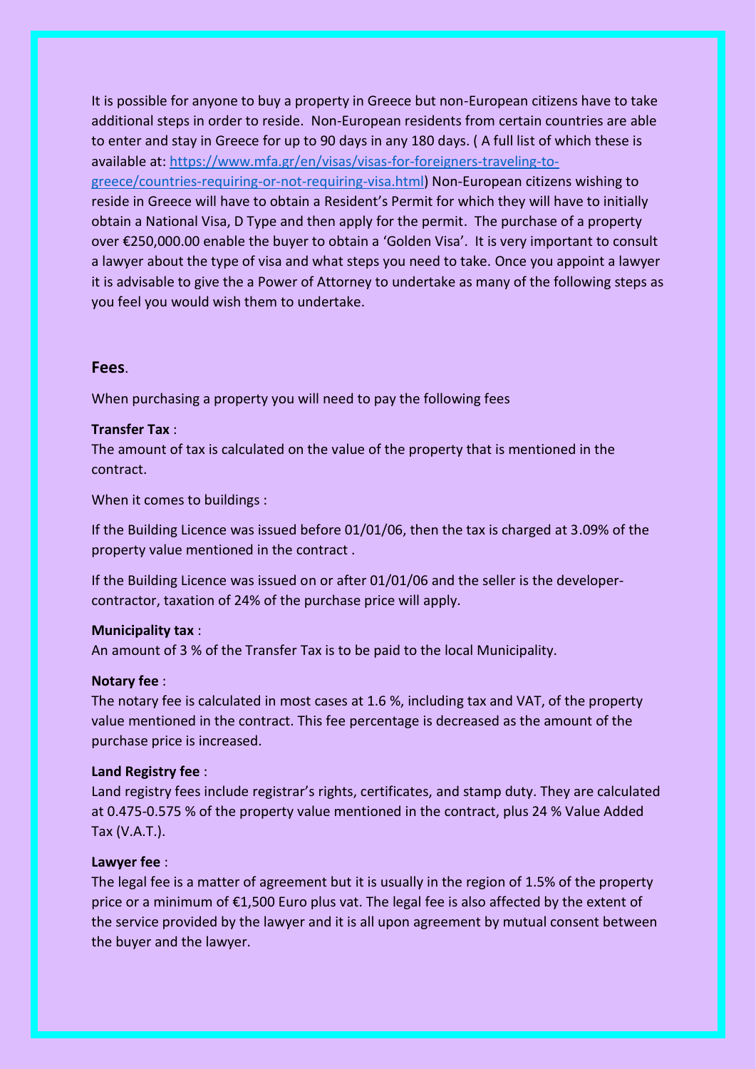It is possible for anyone to buy a property in Greece but non-European citizens have to take additional steps in order to reside. Non-European residents from certain countries are able to enter and stay in Greece for up to 90 days in any 180 days. ( A full list of which these is available at: [https://www.mfa.gr/en/visas/visas-for-foreigners-traveling-to-greece/countries-requiring-or-not-requiring-visa.html](https://www.mfa.gr/en/visas/visas-for-foreigners-traveling-to-greece/countries-requiring-or-not-requiring-visa.html)) Non-European citizens wishing to reside in Greece will have to obtain a Resident's Permit for which they will have to initially obtain a National Visa, D Type and then apply for the permit. The purchase of a property over €250,000.00 enable the buyer to obtain a 'Golden Visa'. It is very important to consult a lawyer about the type of visa and what steps you need to take. Once you appoint a lawyer it is advisable to give the a Power of Attorney to undertake as many of the following steps as you feel you would wish them to undertake.

## Fees.

When purchasing a property you will need to pay the following fees

**Transfer Tax** :
The amount of tax is calculated on the value of the property that is mentioned in the contract.

When it comes to buildings :

If the Building Licence was issued before 01/01/06, then the tax is charged at 3.09% of the property value mentioned in the contract .

If the Building Licence was issued on or after 01/01/06 and the seller is the developer-contractor, taxation of 24% of the purchase price will apply.

**Municipality tax** :
An amount of 3 % of the Transfer Tax is to be paid to the local Municipality.

**Notary fee** :
The notary fee is calculated in most cases at 1.6 %, including tax and VAT, of the property value mentioned in the contract. This fee percentage is decreased as the amount of the purchase price is increased.

**Land Registry fee** :
Land registry fees include registrar's rights, certificates, and stamp duty. They are calculated at 0.475-0.575 % of the property value mentioned in the contract, plus 24 % Value Added Tax (V.A.T.).

**Lawyer fee** :
The legal fee is a matter of agreement but it is usually in the region of 1.5% of the property price or a minimum of €1,500 Euro plus vat. The legal fee is also affected by the extent of the service provided by the lawyer and it is all upon agreement by mutual consent between the buyer and the lawyer.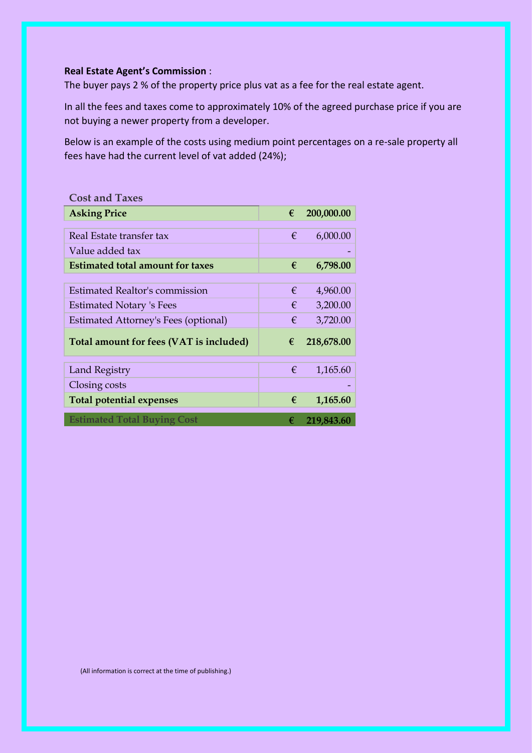**Real Estate Agent's Commission** :
The buyer pays 2 % of the property price plus vat as a fee for the real estate agent.

In all the fees and taxes come to approximately 10% of the agreed purchase price if you are not buying a newer property from a developer.

Below is an example of the costs using medium point percentages on a re-sale property all fees have had the current level of vat added (24%);

**Cost and Taxes**

| | | |
|---|---|---|
| **Asking Price** | € | **200,000.00** |
| | | |
| Real Estate transfer tax | € | 6,000.00 |
| Value added tax | | - |
| **Estimated total amount for taxes** | € | **6,798.00** |
| | | |
| Estimated Realtor's commission | € | 4,960.00 |
| Estimated Notary 's Fees | € | 3,200.00 |
| Estimated Attorney's Fees (optional) | € | 3,720.00 |
| **Total amount for fees (VAT is included)** | € | **218,678.00** |
| | | |
| Land Registry | € | 1,165.60 |
| Closing costs | | - |
| **Total potential expenses** | € | **1,165.60** |
| | | |
| **Estimated Total Buying Cost** | € | **219,843.60** |

(All information is correct at the time of publishing.)